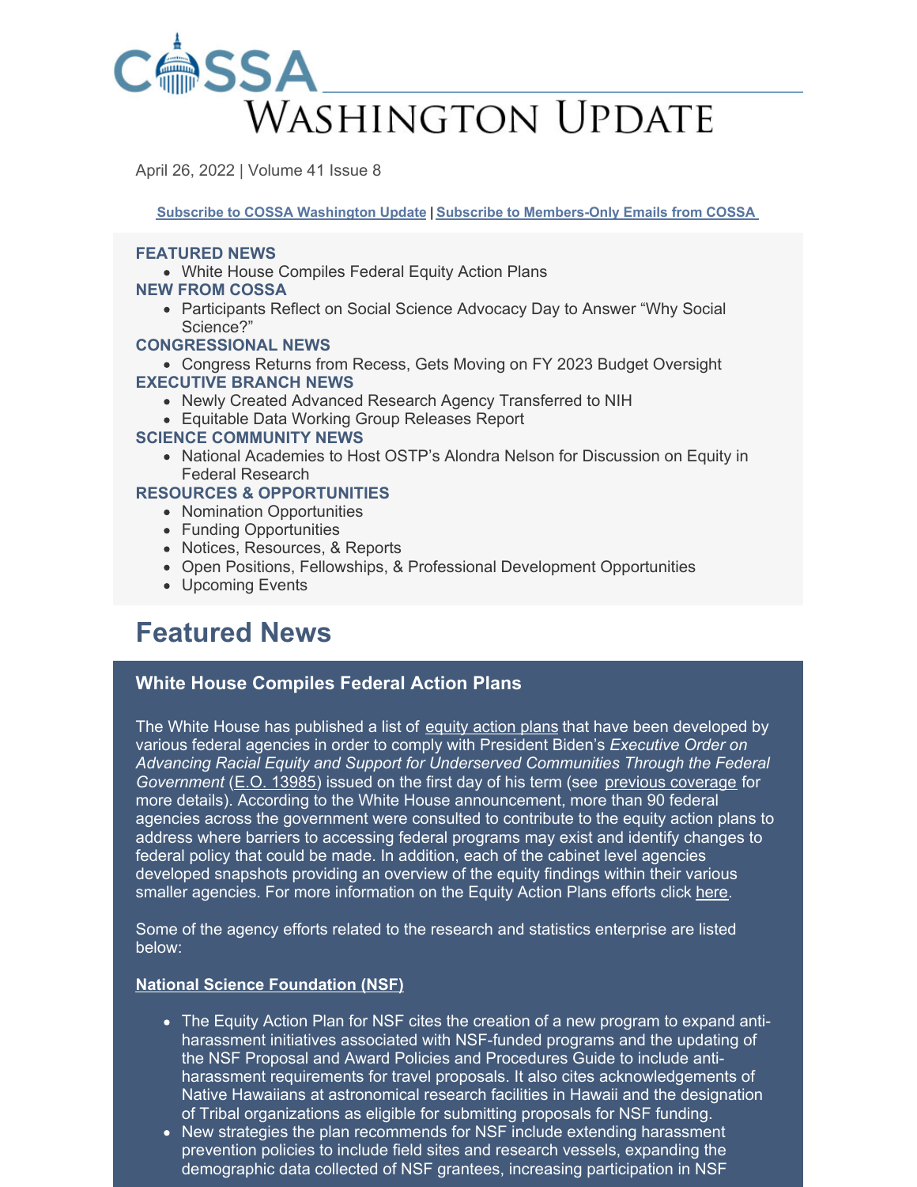# COSSA Washington Update

April 26, 2022 | Volume 41 Issue 8

**Subscribe to COSSA Washington Update | Subscribe to Members-Only Emails from COSSA**

**FEATURED NEWS**
- White House Compiles Federal Equity Action Plans

**NEW FROM COSSA**
- Participants Reflect on Social Science Advocacy Day to Answer "Why Social Science?"

**CONGRESSIONAL NEWS**
- Congress Returns from Recess, Gets Moving on FY 2023 Budget Oversight

**EXECUTIVE BRANCH NEWS**
- Newly Created Advanced Research Agency Transferred to NIH
- Equitable Data Working Group Releases Report

**SCIENCE COMMUNITY NEWS**
- National Academies to Host OSTP's Alondra Nelson for Discussion on Equity in Federal Research

**RESOURCES & OPPORTUNITIES**
- Nomination Opportunities
- Funding Opportunities
- Notices, Resources, & Reports
- Open Positions, Fellowships, & Professional Development Opportunities
- Upcoming Events

## Featured News

### White House Compiles Federal Action Plans

The White House has published a list of equity action plans that have been developed by various federal agencies in order to comply with President Biden's *Executive Order on Advancing Racial Equity and Support for Underserved Communities Through the Federal Government* (E.O. 13985) issued on the first day of his term (see previous coverage for more details). According to the White House announcement, more than 90 federal agencies across the government were consulted to contribute to the equity action plans to address where barriers to accessing federal programs may exist and identify changes to federal policy that could be made. In addition, each of the cabinet level agencies developed snapshots providing an overview of the equity findings within their various smaller agencies. For more information on the Equity Action Plans efforts click here.

Some of the agency efforts related to the research and statistics enterprise are listed below:

**National Science Foundation (NSF)**

- The Equity Action Plan for NSF cites the creation of a new program to expand anti-harassment initiatives associated with NSF-funded programs and the updating of the NSF Proposal and Award Policies and Procedures Guide to include anti-harassment requirements for travel proposals. It also cites acknowledgements of Native Hawaiians at astronomical research facilities in Hawaii and the designation of Tribal organizations as eligible for submitting proposals for NSF funding.
- New strategies the plan recommends for NSF include extending harassment prevention policies to include field sites and research vessels, expanding the demographic data collected of NSF grantees, increasing participation in NSF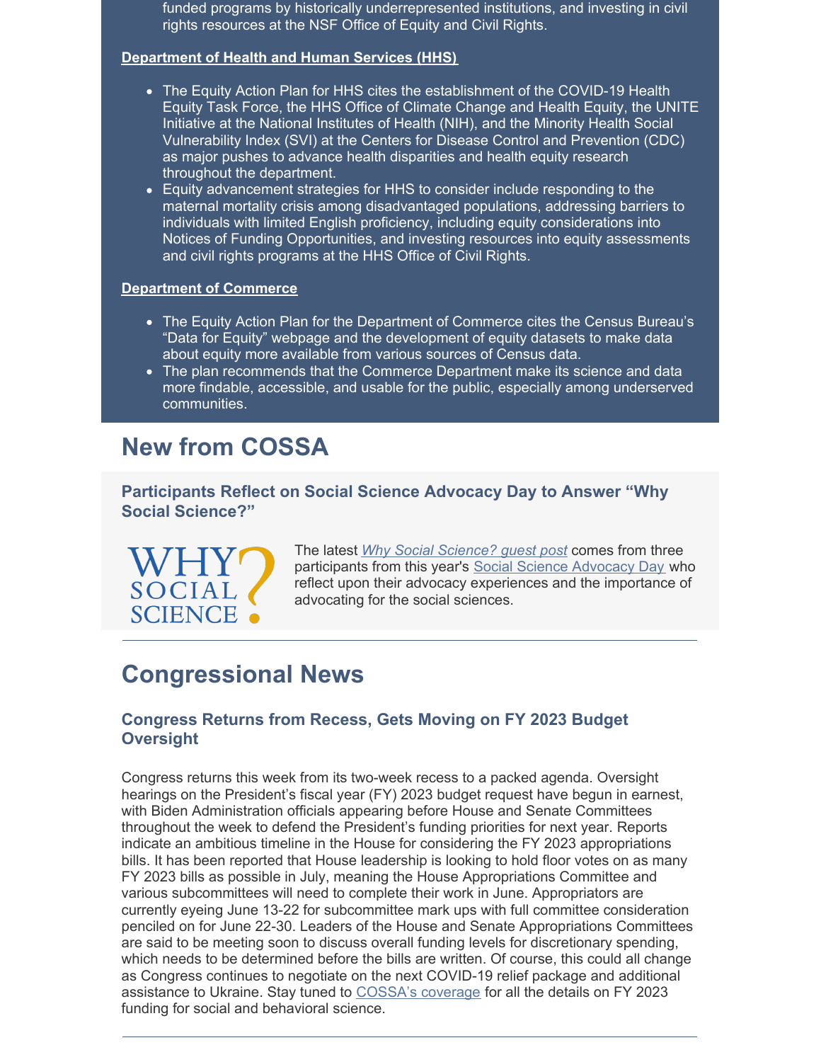funded programs by historically underrepresented institutions, and investing in civil rights resources at the NSF Office of Equity and Civil Rights.

**Department of Health and Human Services (HHS)**

- The Equity Action Plan for HHS cites the establishment of the COVID-19 Health Equity Task Force, the HHS Office of Climate Change and Health Equity, the UNITE Initiative at the National Institutes of Health (NIH), and the Minority Health Social Vulnerability Index (SVI) at the Centers for Disease Control and Prevention (CDC) as major pushes to advance health disparities and health equity research throughout the department.
- Equity advancement strategies for HHS to consider include responding to the maternal mortality crisis among disadvantaged populations, addressing barriers to individuals with limited English proficiency, including equity considerations into Notices of Funding Opportunities, and investing resources into equity assessments and civil rights programs at the HHS Office of Civil Rights.

**Department of Commerce**

- The Equity Action Plan for the Department of Commerce cites the Census Bureau's "Data for Equity" webpage and the development of equity datasets to make data about equity more available from various sources of Census data.
- The plan recommends that the Commerce Department make its science and data more findable, accessible, and usable for the public, especially among underserved communities.

# New from COSSA

### Participants Reflect on Social Science Advocacy Day to Answer "Why Social Science?"

WHY SOCIAL SCIENCE?

The latest *Why Social Science? guest post* comes from three participants from this year's Social Science Advocacy Day who reflect upon their advocacy experiences and the importance of advocating for the social sciences.

# Congressional News

### Congress Returns from Recess, Gets Moving on FY 2023 Budget Oversight

Congress returns this week from its two-week recess to a packed agenda. Oversight hearings on the President's fiscal year (FY) 2023 budget request have begun in earnest, with Biden Administration officials appearing before House and Senate Committees throughout the week to defend the President's funding priorities for next year. Reports indicate an ambitious timeline in the House for considering the FY 2023 appropriations bills. It has been reported that House leadership is looking to hold floor votes on as many FY 2023 bills as possible in July, meaning the House Appropriations Committee and various subcommittees will need to complete their work in June. Appropriators are currently eyeing June 13-22 for subcommittee mark ups with full committee consideration penciled on for June 22-30. Leaders of the House and Senate Appropriations Committees are said to be meeting soon to discuss overall funding levels for discretionary spending, which needs to be determined before the bills are written. Of course, this could all change as Congress continues to negotiate on the next COVID-19 relief package and additional assistance to Ukraine. Stay tuned to COSSA's coverage for all the details on FY 2023 funding for social and behavioral science.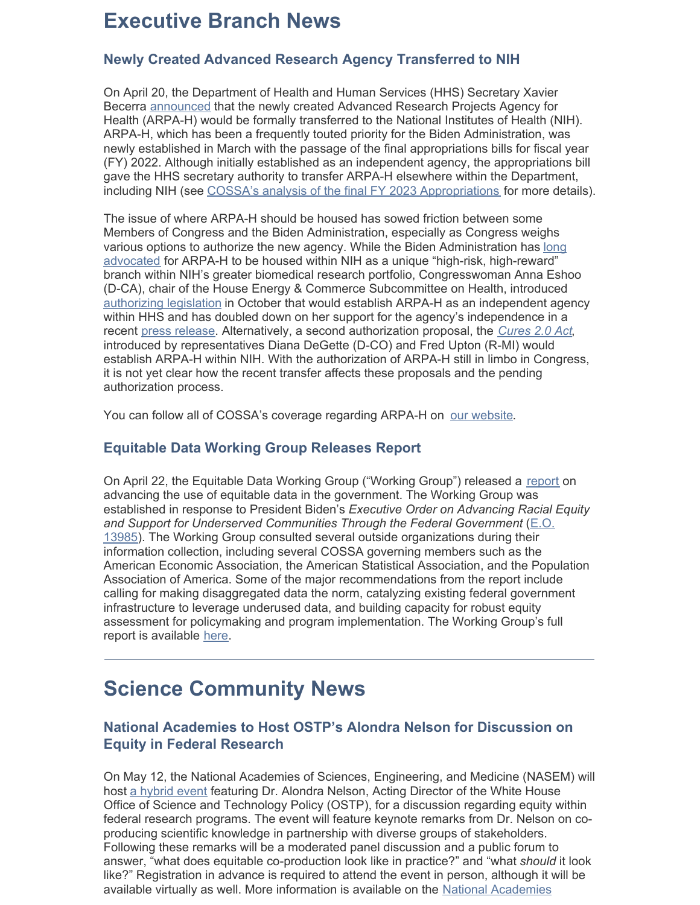# Executive Branch News

## Newly Created Advanced Research Agency Transferred to NIH

On April 20, the Department of Health and Human Services (HHS) Secretary Xavier Becerra announced that the newly created Advanced Research Projects Agency for Health (ARPA-H) would be formally transferred to the National Institutes of Health (NIH). ARPA-H, which has been a frequently touted priority for the Biden Administration, was newly established in March with the passage of the final appropriations bills for fiscal year (FY) 2022. Although initially established as an independent agency, the appropriations bill gave the HHS secretary authority to transfer ARPA-H elsewhere within the Department, including NIH (see COSSA's analysis of the final FY 2023 Appropriations for more details).

The issue of where ARPA-H should be housed has sowed friction between some Members of Congress and the Biden Administration, especially as Congress weighs various options to authorize the new agency. While the Biden Administration has long advocated for ARPA-H to be housed within NIH as a unique "high-risk, high-reward" branch within NIH's greater biomedical research portfolio, Congresswoman Anna Eshoo (D-CA), chair of the House Energy & Commerce Subcommittee on Health, introduced authorizing legislation in October that would establish ARPA-H as an independent agency within HHS and has doubled down on her support for the agency's independence in a recent press release. Alternatively, a second authorization proposal, the *Cures 2.0 Act*, introduced by representatives Diana DeGette (D-CO) and Fred Upton (R-MI) would establish ARPA-H within NIH. With the authorization of ARPA-H still in limbo in Congress, it is not yet clear how the recent transfer affects these proposals and the pending authorization process.

You can follow all of COSSA's coverage regarding ARPA-H on our website.

## Equitable Data Working Group Releases Report

On April 22, the Equitable Data Working Group ("Working Group") released a report on advancing the use of equitable data in the government. The Working Group was established in response to President Biden's *Executive Order on Advancing Racial Equity and Support for Underserved Communities Through the Federal Government* (E.O. 13985). The Working Group consulted several outside organizations during their information collection, including several COSSA governing members such as the American Economic Association, the American Statistical Association, and the Population Association of America. Some of the major recommendations from the report include calling for making disaggregated data the norm, catalyzing existing federal government infrastructure to leverage underused data, and building capacity for robust equity assessment for policymaking and program implementation. The Working Group's full report is available here.

---

# Science Community News

## National Academies to Host OSTP's Alondra Nelson for Discussion on Equity in Federal Research

On May 12, the National Academies of Sciences, Engineering, and Medicine (NASEM) will host a hybrid event featuring Dr. Alondra Nelson, Acting Director of the White House Office of Science and Technology Policy (OSTP), for a discussion regarding equity within federal research programs. The event will feature keynote remarks from Dr. Nelson on co-producing scientific knowledge in partnership with diverse groups of stakeholders. Following these remarks will be a moderated panel discussion and a public forum to answer, "what does equitable co-production look like in practice?" and "what *should* it look like?" Registration in advance is required to attend the event in person, although it will be available virtually as well. More information is available on the National Academies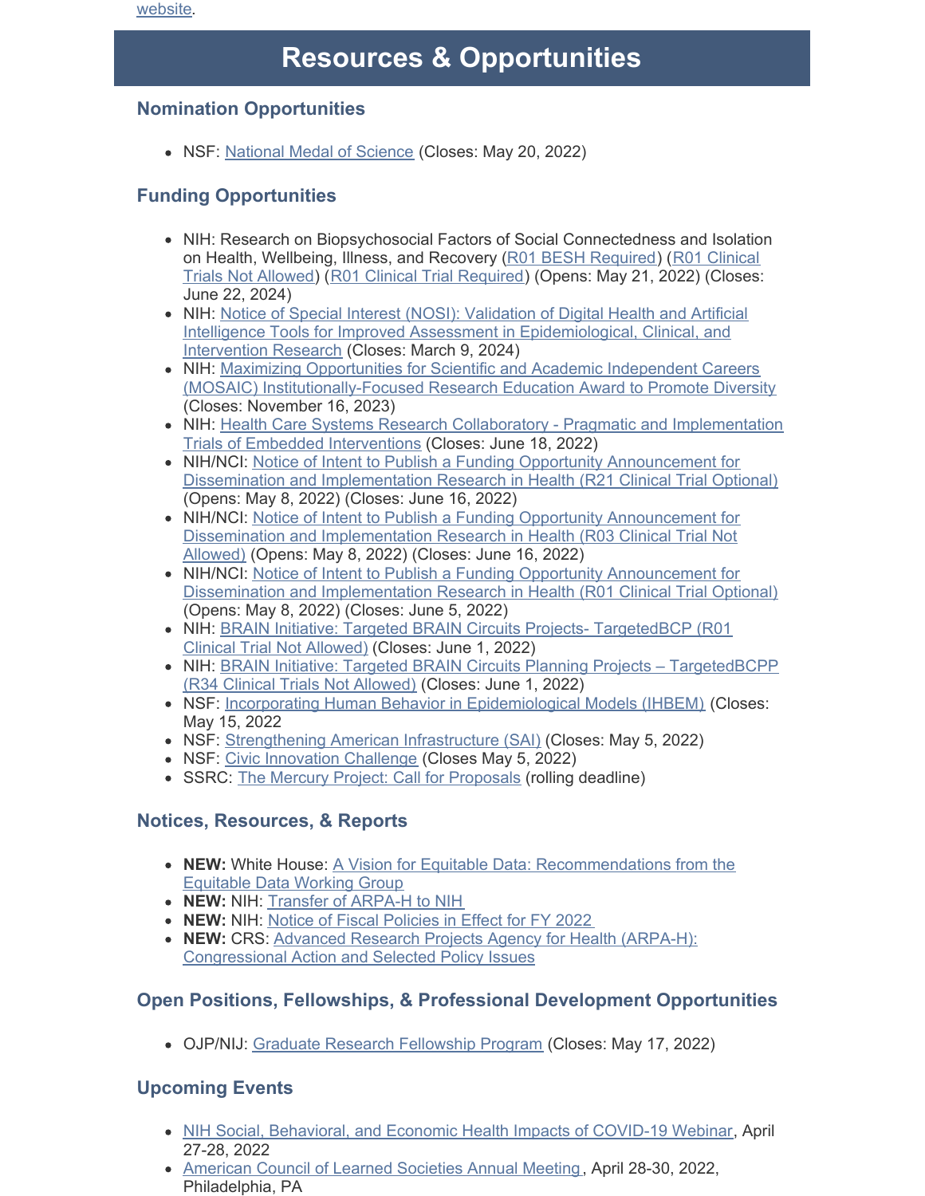website.

# Resources & Opportunities

## Nomination Opportunities

- NSF: National Medal of Science (Closes: May 20, 2022)

## Funding Opportunities

- NIH: Research on Biopsychosocial Factors of Social Connectedness and Isolation on Health, Wellbeing, Illness, and Recovery (R01 BESH Required) (R01 Clinical Trials Not Allowed) (R01 Clinical Trial Required) (Opens: May 21, 2022) (Closes: June 22, 2024)
- NIH: Notice of Special Interest (NOSI): Validation of Digital Health and Artificial Intelligence Tools for Improved Assessment in Epidemiological, Clinical, and Intervention Research (Closes: March 9, 2024)
- NIH: Maximizing Opportunities for Scientific and Academic Independent Careers (MOSAIC) Institutionally-Focused Research Education Award to Promote Diversity (Closes: November 16, 2023)
- NIH: Health Care Systems Research Collaboratory - Pragmatic and Implementation Trials of Embedded Interventions (Closes: June 18, 2022)
- NIH/NCI: Notice of Intent to Publish a Funding Opportunity Announcement for Dissemination and Implementation Research in Health (R21 Clinical Trial Optional) (Opens: May 8, 2022) (Closes: June 16, 2022)
- NIH/NCI: Notice of Intent to Publish a Funding Opportunity Announcement for Dissemination and Implementation Research in Health (R03 Clinical Trial Not Allowed) (Opens: May 8, 2022) (Closes: June 16, 2022)
- NIH/NCI: Notice of Intent to Publish a Funding Opportunity Announcement for Dissemination and Implementation Research in Health (R01 Clinical Trial Optional) (Opens: May 8, 2022) (Closes: June 5, 2022)
- NIH: BRAIN Initiative: Targeted BRAIN Circuits Projects- TargetedBCP (R01 Clinical Trial Not Allowed) (Closes: June 1, 2022)
- NIH: BRAIN Initiative: Targeted BRAIN Circuits Planning Projects – TargetedBCPP (R34 Clinical Trials Not Allowed) (Closes: June 1, 2022)
- NSF: Incorporating Human Behavior in Epidemiological Models (IHBEM) (Closes: May 15, 2022
- NSF: Strengthening American Infrastructure (SAI) (Closes: May 5, 2022)
- NSF: Civic Innovation Challenge (Closes May 5, 2022)
- SSRC: The Mercury Project: Call for Proposals (rolling deadline)

## Notices, Resources, & Reports

- **NEW:** White House: A Vision for Equitable Data: Recommendations from the Equitable Data Working Group
- **NEW:** NIH: Transfer of ARPA-H to NIH
- **NEW:** NIH: Notice of Fiscal Policies in Effect for FY 2022
- **NEW:** CRS: Advanced Research Projects Agency for Health (ARPA-H): Congressional Action and Selected Policy Issues

## Open Positions, Fellowships, & Professional Development Opportunities

- OJP/NIJ: Graduate Research Fellowship Program (Closes: May 17, 2022)

## Upcoming Events

- NIH Social, Behavioral, and Economic Health Impacts of COVID-19 Webinar, April 27-28, 2022
- American Council of Learned Societies Annual Meeting, April 28-30, 2022, Philadelphia, PA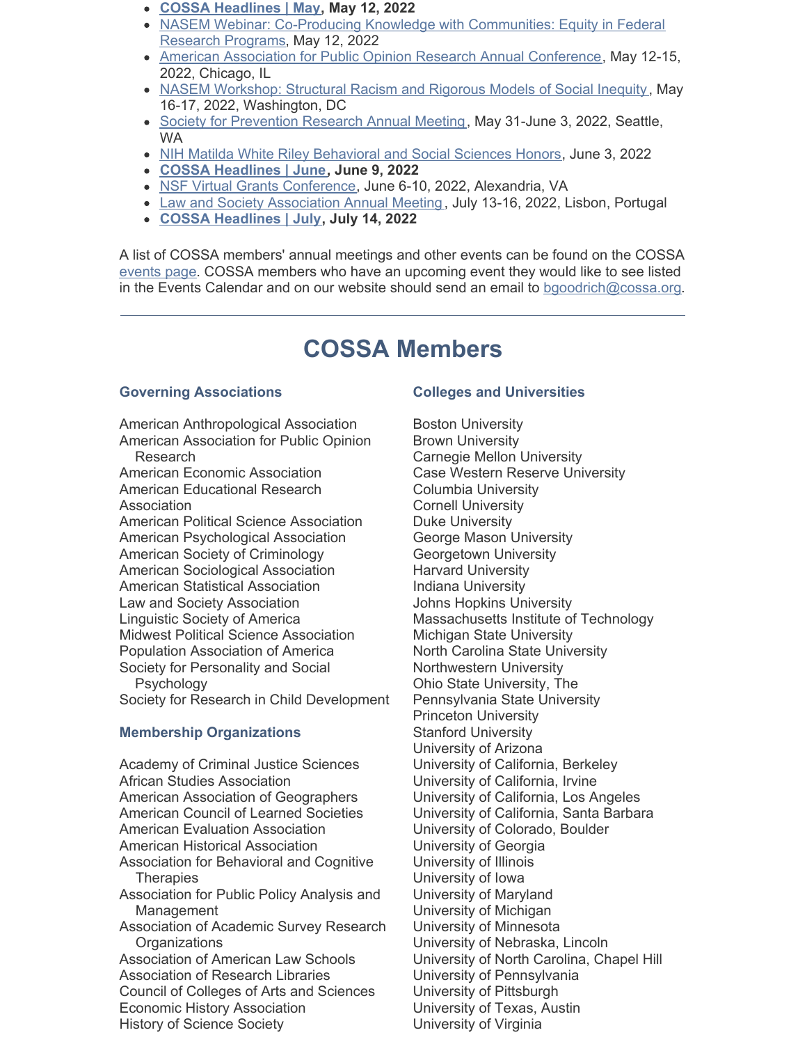- **COSSA Headlines | May, May 12, 2022**
- NASEM Webinar: Co-Producing Knowledge with Communities: Equity in Federal Research Programs, May 12, 2022
- American Association for Public Opinion Research Annual Conference, May 12-15, 2022, Chicago, IL
- NASEM Workshop: Structural Racism and Rigorous Models of Social Inequity, May 16-17, 2022, Washington, DC
- Society for Prevention Research Annual Meeting, May 31-June 3, 2022, Seattle, WA
- NIH Matilda White Riley Behavioral and Social Sciences Honors, June 3, 2022
- **COSSA Headlines | June, June 9, 2022**
- NSF Virtual Grants Conference, June 6-10, 2022, Alexandria, VA
- Law and Society Association Annual Meeting, July 13-16, 2022, Lisbon, Portugal
- **COSSA Headlines | July, July 14, 2022**

A list of COSSA members' annual meetings and other events can be found on the COSSA events page. COSSA members who have an upcoming event they would like to see listed in the Events Calendar and on our website should send an email to bgoodrich@cossa.org.

---

# COSSA Members

### Governing Associations

American Anthropological Association
American Association for Public Opinion Research
American Economic Association
American Educational Research Association
American Political Science Association
American Psychological Association
American Society of Criminology
American Sociological Association
American Statistical Association
Law and Society Association
Linguistic Society of America
Midwest Political Science Association
Population Association of America
Society for Personality and Social Psychology
Society for Research in Child Development

### Membership Organizations

Academy of Criminal Justice Sciences
African Studies Association
American Association of Geographers
American Council of Learned Societies
American Evaluation Association
American Historical Association
Association for Behavioral and Cognitive Therapies
Association for Public Policy Analysis and Management
Association of Academic Survey Research Organizations
Association of American Law Schools
Association of Research Libraries
Council of Colleges of Arts and Sciences
Economic History Association
History of Science Society

### Colleges and Universities

Boston University
Brown University
Carnegie Mellon University
Case Western Reserve University
Columbia University
Cornell University
Duke University
George Mason University
Georgetown University
Harvard University
Indiana University
Johns Hopkins University
Massachusetts Institute of Technology
Michigan State University
North Carolina State University
Northwestern University
Ohio State University, The
Pennsylvania State University
Princeton University
Stanford University
University of Arizona
University of California, Berkeley
University of California, Irvine
University of California, Los Angeles
University of California, Santa Barbara
University of Colorado, Boulder
University of Georgia
University of Illinois
University of Iowa
University of Maryland
University of Michigan
University of Minnesota
University of Nebraska, Lincoln
University of North Carolina, Chapel Hill
University of Pennsylvania
University of Pittsburgh
University of Texas, Austin
University of Virginia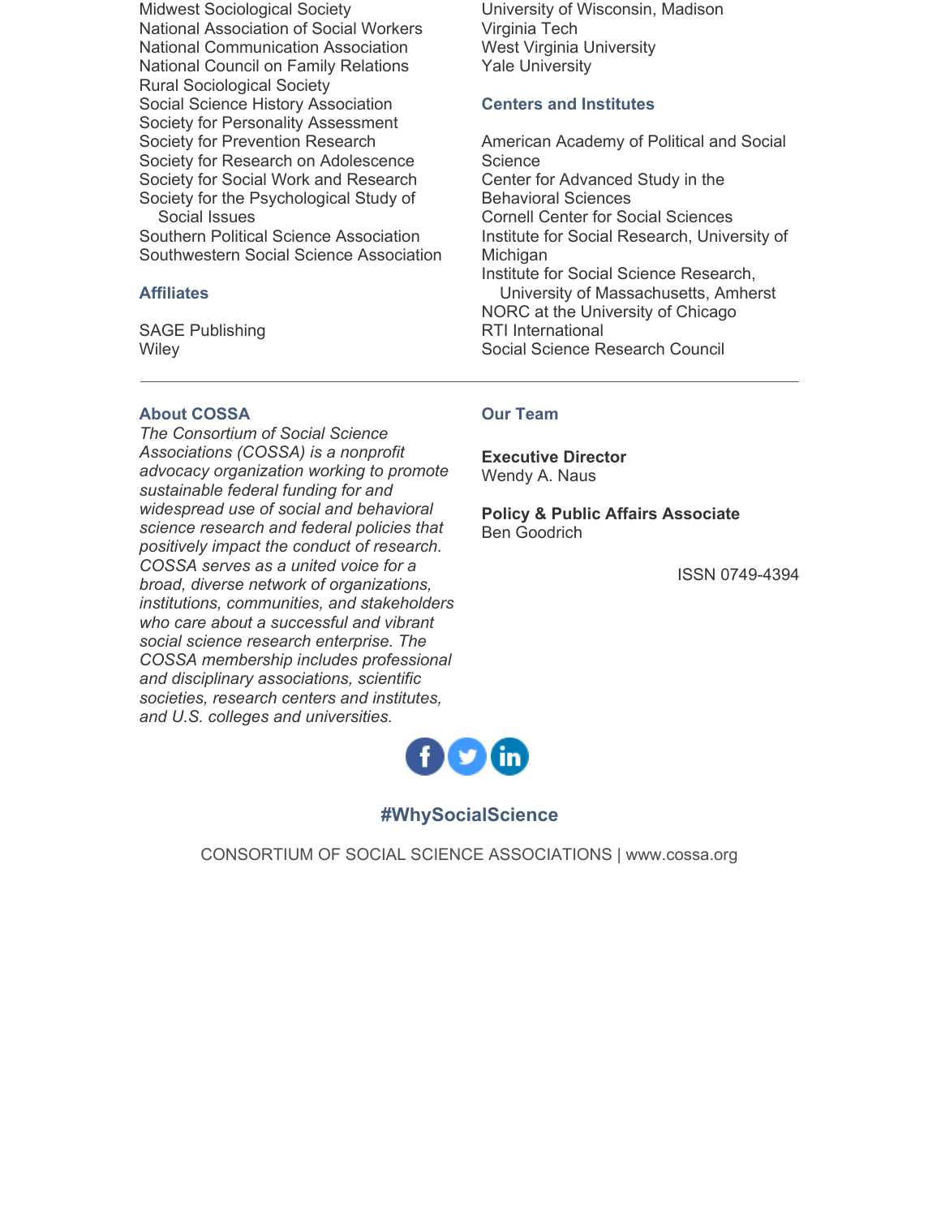Midwest Sociological Society
National Association of Social Workers
National Communication Association
National Council on Family Relations
Rural Sociological Society
Social Science History Association
Society for Personality Assessment
Society for Prevention Research
Society for Research on Adolescence
Society for Social Work and Research
Society for the Psychological Study of Social Issues
Southern Political Science Association
Southwestern Social Science Association

### Affiliates

SAGE Publishing
Wiley

University of Wisconsin, Madison
Virginia Tech
West Virginia University
Yale University

### Centers and Institutes

American Academy of Political and Social Science
Center for Advanced Study in the Behavioral Sciences
Cornell Center for Social Sciences
Institute for Social Research, University of Michigan
Institute for Social Science Research, University of Massachusetts, Amherst
NORC at the University of Chicago
RTI International
Social Science Research Council

---

### About COSSA

*The Consortium of Social Science Associations (COSSA) is a nonprofit advocacy organization working to promote sustainable federal funding for and widespread use of social and behavioral science research and federal policies that positively impact the conduct of research. COSSA serves as a united voice for a broad, diverse network of organizations, institutions, communities, and stakeholders who care about a successful and vibrant social science research enterprise. The COSSA membership includes professional and disciplinary associations, scientific societies, research centers and institutes, and U.S. colleges and universities.*

### Our Team

**Executive Director**
Wendy A. Naus

**Policy & Public Affairs Associate**
Ben Goodrich

ISSN 0749-4394

**#WhySocialScience**

CONSORTIUM OF SOCIAL SCIENCE ASSOCIATIONS | www.cossa.org